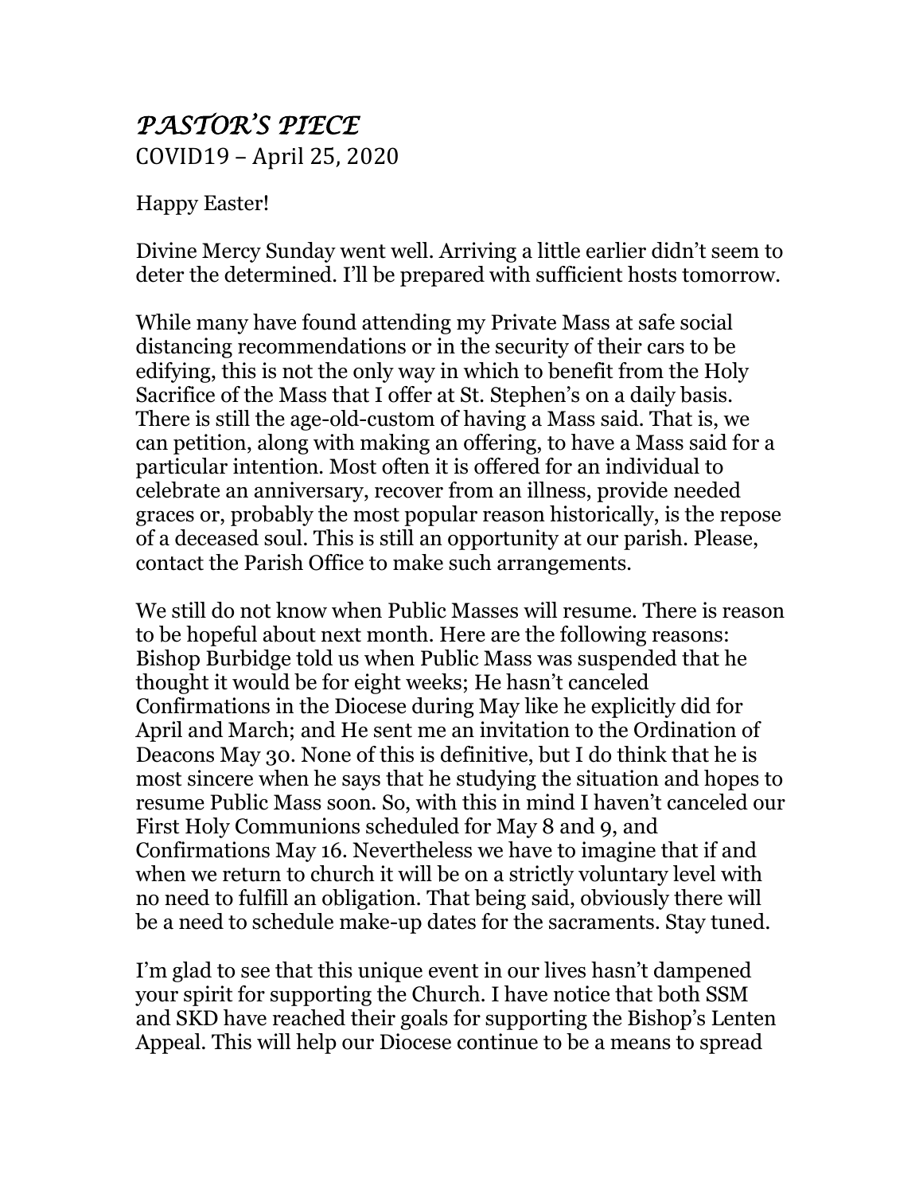# *PASTOR'S PIECE*

COVID19 – April 25, 2020

Happy Easter!

Divine Mercy Sunday went well. Arriving a little earlier didn't seem to deter the determined. I'll be prepared with sufficient hosts tomorrow.

While many have found attending my Private Mass at safe social distancing recommendations or in the security of their cars to be edifying, this is not the only way in which to benefit from the Holy Sacrifice of the Mass that I offer at St. Stephen's on a daily basis. There is still the age-old-custom of having a Mass said. That is, we can petition, along with making an offering, to have a Mass said for a particular intention. Most often it is offered for an individual to celebrate an anniversary, recover from an illness, provide needed graces or, probably the most popular reason historically, is the repose of a deceased soul. This is still an opportunity at our parish. Please, contact the Parish Office to make such arrangements.

We still do not know when Public Masses will resume. There is reason to be hopeful about next month. Here are the following reasons: Bishop Burbidge told us when Public Mass was suspended that he thought it would be for eight weeks; He hasn't canceled Confirmations in the Diocese during May like he explicitly did for April and March; and He sent me an invitation to the Ordination of Deacons May 30. None of this is definitive, but I do think that he is most sincere when he says that he studying the situation and hopes to resume Public Mass soon. So, with this in mind I haven't canceled our First Holy Communions scheduled for May 8 and 9, and Confirmations May 16. Nevertheless we have to imagine that if and when we return to church it will be on a strictly voluntary level with no need to fulfill an obligation. That being said, obviously there will be a need to schedule make-up dates for the sacraments. Stay tuned.

I'm glad to see that this unique event in our lives hasn't dampened your spirit for supporting the Church. I have notice that both SSM and SKD have reached their goals for supporting the Bishop's Lenten Appeal. This will help our Diocese continue to be a means to spread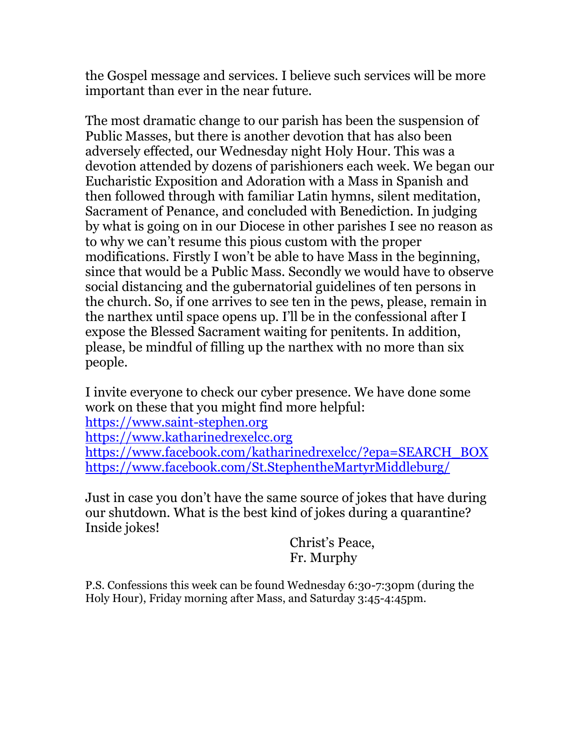the Gospel message and services. I believe such services will be more important than ever in the near future.

The most dramatic change to our parish has been the suspension of Public Masses, but there is another devotion that has also been adversely effected, our Wednesday night Holy Hour. This was a devotion attended by dozens of parishioners each week. We began our Eucharistic Exposition and Adoration with a Mass in Spanish and then followed through with familiar Latin hymns, silent meditation, Sacrament of Penance, and concluded with Benediction. In judging by what is going on in our Diocese in other parishes I see no reason as to why we can't resume this pious custom with the proper modifications. Firstly I won't be able to have Mass in the beginning, since that would be a Public Mass. Secondly we would have to observe social distancing and the gubernatorial guidelines of ten persons in the church. So, if one arrives to see ten in the pews, please, remain in the narthex until space opens up. I'll be in the confessional after I expose the Blessed Sacrament waiting for penitents. In addition, please, be mindful of filling up the narthex with no more than six people.

I invite everyone to check our cyber presence. We have done some work on these that you might find more helpful:
https://www.saint-stephen.org
https://www.katharinedrexelcc.org
https://www.facebook.com/katharinedrexelcc/?epa=SEARCH_BOX
https://www.facebook.com/St.StephentheMartyrMiddleburg/

Just in case you don't have the same source of jokes that have during our shutdown. What is the best kind of jokes during a quarantine? Inside jokes!

Christ's Peace,
Fr. Murphy

P.S. Confessions this week can be found Wednesday 6:30-7:30pm (during the Holy Hour), Friday morning after Mass, and Saturday 3:45-4:45pm.